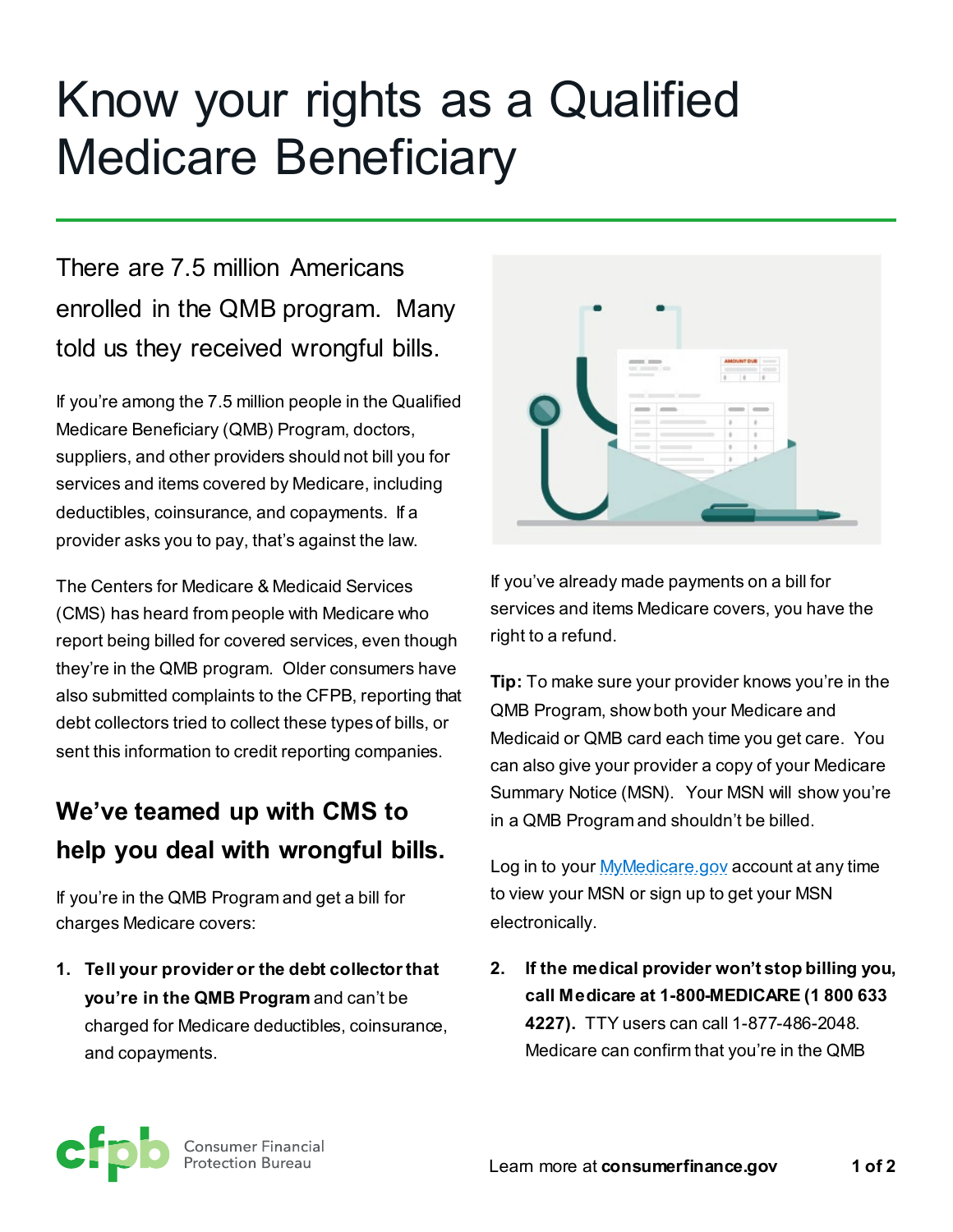# Know your rights as a Qualified Medicare Beneficiary

There are 7.5 million Americans enrolled in the QMB program. Many told us they received wrongful bills.

If you're among the 7.5 million people in the Qualified Medicare Beneficiary (QMB) Program, doctors, suppliers, and other providers should not bill you for services and items covered by Medicare, including deductibles, coinsurance, and copayments. If a provider asks you to pay, that's against the law.

The Centers for Medicare & Medicaid Services (CMS) has heard from people with Medicare who report being billed for covered services, even though they're in the QMB program. Older consumers have also submitted complaints to the CFPB, reporting that debt collectors tried to collect these types of bills, or sent this information to credit reporting companies.

## We've teamed up with CMS to help you deal with wrongful bills.

If you're in the QMB Program and get a bill for charges Medicare covers:

1. **Tell your provider or the debt collector that you're in the QMB Program** and can't be charged for Medicare deductibles, coinsurance, and copayments.

If you've already made payments on a bill for services and items Medicare covers, you have the right to a refund.

**Tip:** To make sure your provider knows you're in the QMB Program, show both your Medicare and Medicaid or QMB card each time you get care. You can also give your provider a copy of your Medicare Summary Notice (MSN). Your MSN will show you're in a QMB Program and shouldn't be billed.

Log in to your [MyMedicare.gov](https://www.mymedicare.gov) account at any time to view your MSN or sign up to get your MSN electronically.

2. **If the medical provider won't stop billing you, call Medicare at 1-800-MEDICARE (1 800 633 4227).** TTY users can call 1-877-486-2048. Medicare can confirm that you're in the QMB

Learn more at **consumerfinance.gov**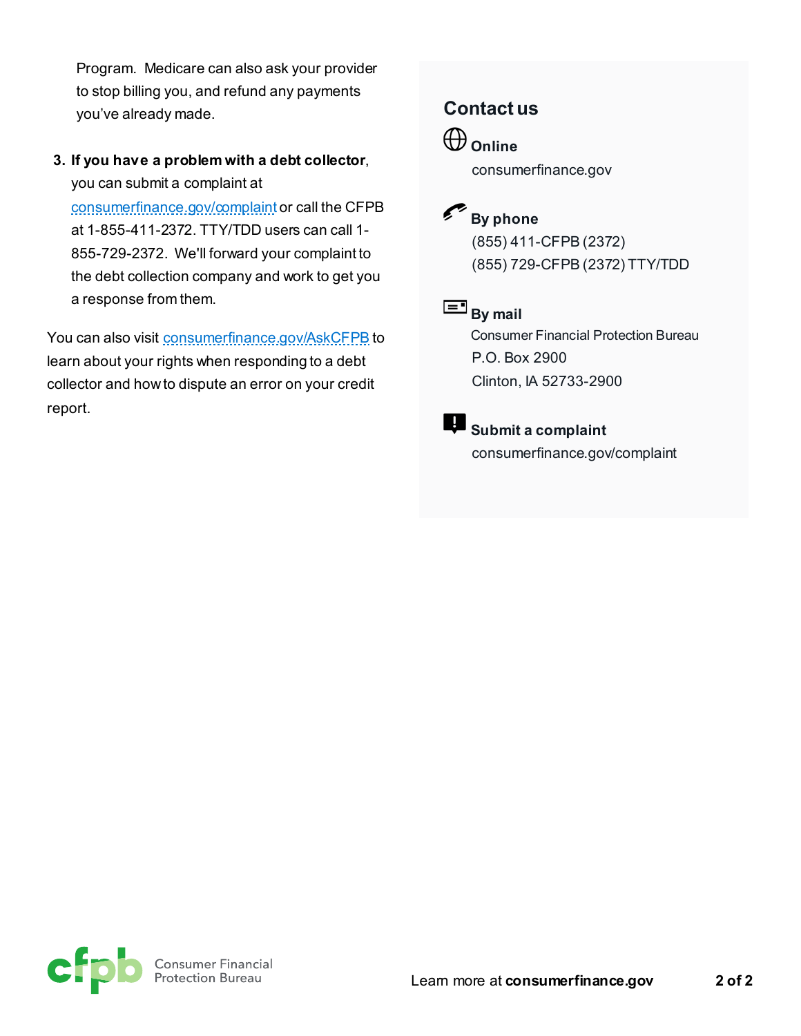Program. Medicare can also ask your provider to stop billing you, and refund any payments you've already made.

3. **If you have a problem with a debt collector**, you can submit a complaint at consumerfinance.gov/complaint or call the CFPB at 1-855-411-2372. TTY/TDD users can call 1-855-729-2372. We'll forward your complaint to the debt collection company and work to get you a response from them.

You can also visit consumerfinance.gov/AskCFPB to learn about your rights when responding to a debt collector and how to dispute an error on your credit report.

## Contact us

**Online**
consumerfinance.gov

**By phone**
(855) 411-CFPB (2372)
(855) 729-CFPB (2372) TTY/TDD

**By mail**
Consumer Financial Protection Bureau
P.O. Box 2900
Clinton, IA 52733-2900

**Submit a complaint**
consumerfinance.gov/complaint